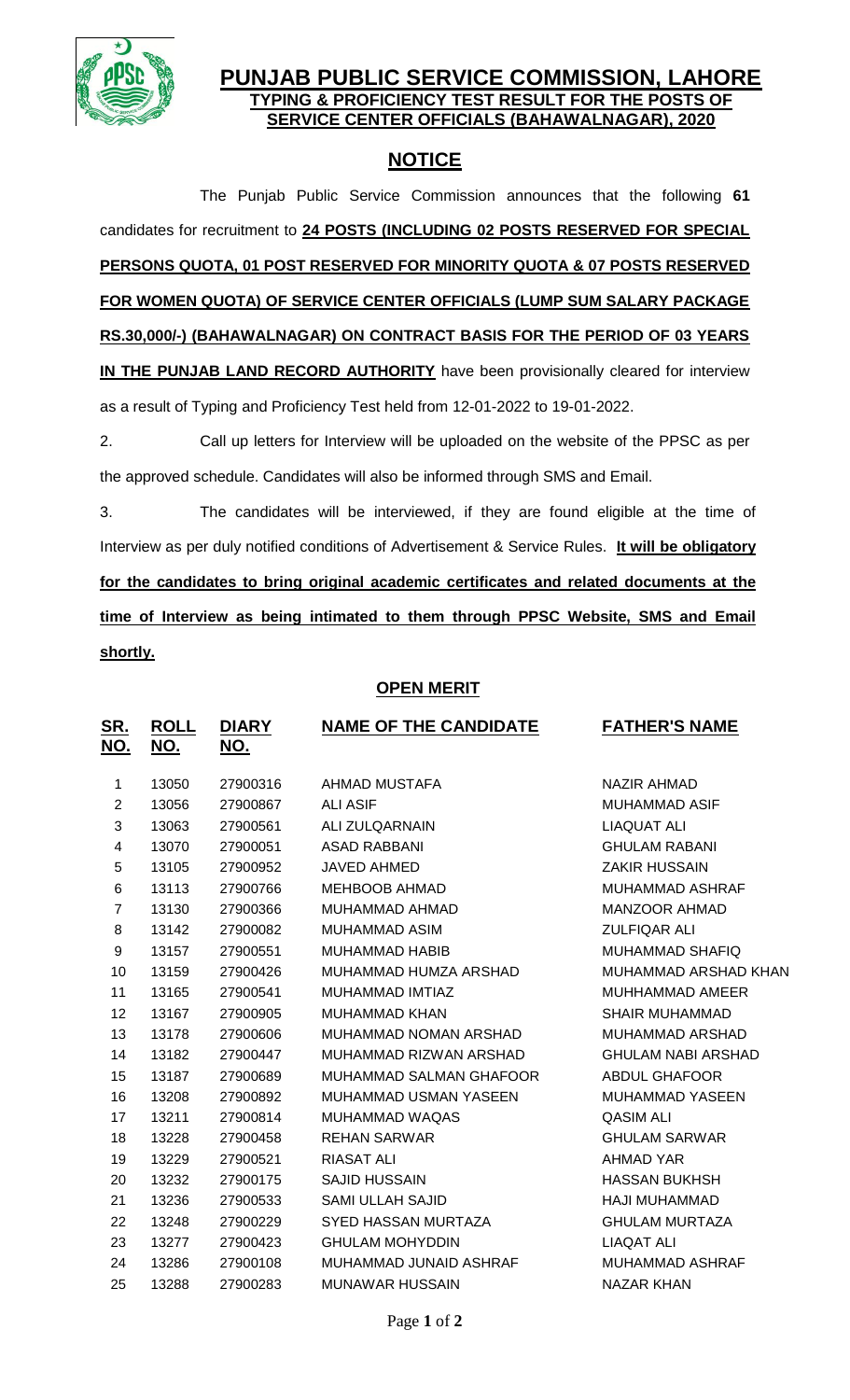# PUNJAB PUBLIC SERVICE COMMISSION, LAHORE

**TYPING & PROFICIENCY TEST RESULT FOR THE POSTS OF SERVICE CENTER OFFICIALS (BAHAWALNAGAR), 2020**

## NOTICE

The Punjab Public Service Commission announces that the following **61** candidates for recruitment to **24 POSTS (INCLUDING 02 POSTS RESERVED FOR SPECIAL PERSONS QUOTA, 01 POST RESERVED FOR MINORITY QUOTA & 07 POSTS RESERVED FOR WOMEN QUOTA) OF SERVICE CENTER OFFICIALS (LUMP SUM SALARY PACKAGE RS.30,000/-) (BAHAWALNAGAR) ON CONTRACT BASIS FOR THE PERIOD OF 03 YEARS IN THE PUNJAB LAND RECORD AUTHORITY** have been provisionally cleared for interview as a result of Typing and Proficiency Test held from 12-01-2022 to 19-01-2022.

2. Call up letters for Interview will be uploaded on the website of the PPSC as per the approved schedule. Candidates will also be informed through SMS and Email.

3. The candidates will be interviewed, if they are found eligible at the time of Interview as per duly notified conditions of Advertisement & Service Rules. **It will be obligatory for the candidates to bring original academic certificates and related documents at the time of Interview as being intimated to them through PPSC Website, SMS and Email shortly.**

### OPEN MERIT

| SR. NO. | ROLL NO. | DIARY NO. | NAME OF THE CANDIDATE | FATHER'S NAME |
|---|---|---|---|---|
| 1 | 13050 | 27900316 | AHMAD MUSTAFA | NAZIR AHMAD |
| 2 | 13056 | 27900867 | ALI ASIF | MUHAMMAD ASIF |
| 3 | 13063 | 27900561 | ALI ZULQARNAIN | LIAQUAT ALI |
| 4 | 13070 | 27900051 | ASAD RABBANI | GHULAM RABANI |
| 5 | 13105 | 27900952 | JAVED AHMED | ZAKIR HUSSAIN |
| 6 | 13113 | 27900766 | MEHBOOB AHMAD | MUHAMMAD ASHRAF |
| 7 | 13130 | 27900366 | MUHAMMAD AHMAD | MANZOOR AHMAD |
| 8 | 13142 | 27900082 | MUHAMMAD ASIM | ZULFIQAR ALI |
| 9 | 13157 | 27900551 | MUHAMMAD HABIB | MUHAMMAD SHAFIQ |
| 10 | 13159 | 27900426 | MUHAMMAD HUMZA ARSHAD | MUHAMMAD ARSHAD KHAN |
| 11 | 13165 | 27900541 | MUHAMMAD IMTIAZ | MUHHAMMAD AMEER |
| 12 | 13167 | 27900905 | MUHAMMAD KHAN | SHAIR MUHAMMAD |
| 13 | 13178 | 27900606 | MUHAMMAD NOMAN ARSHAD | MUHAMMAD ARSHAD |
| 14 | 13182 | 27900447 | MUHAMMAD RIZWAN ARSHAD | GHULAM NABI ARSHAD |
| 15 | 13187 | 27900689 | MUHAMMAD SALMAN GHAFOOR | ABDUL GHAFOOR |
| 16 | 13208 | 27900892 | MUHAMMAD USMAN YASEEN | MUHAMMAD YASEEN |
| 17 | 13211 | 27900814 | MUHAMMAD WAQAS | QASIM ALI |
| 18 | 13228 | 27900458 | REHAN SARWAR | GHULAM SARWAR |
| 19 | 13229 | 27900521 | RIASAT ALI | AHMAD YAR |
| 20 | 13232 | 27900175 | SAJID HUSSAIN | HASSAN BUKHSH |
| 21 | 13236 | 27900533 | SAMI ULLAH SAJID | HAJI MUHAMMAD |
| 22 | 13248 | 27900229 | SYED HASSAN MURTAZA | GHULAM MURTAZA |
| 23 | 13277 | 27900423 | GHULAM MOHYDDIN | LIAQAT ALI |
| 24 | 13286 | 27900108 | MUHAMMAD JUNAID ASHRAF | MUHAMMAD ASHRAF |
| 25 | 13288 | 27900283 | MUNAWAR HUSSAIN | NAZAR KHAN |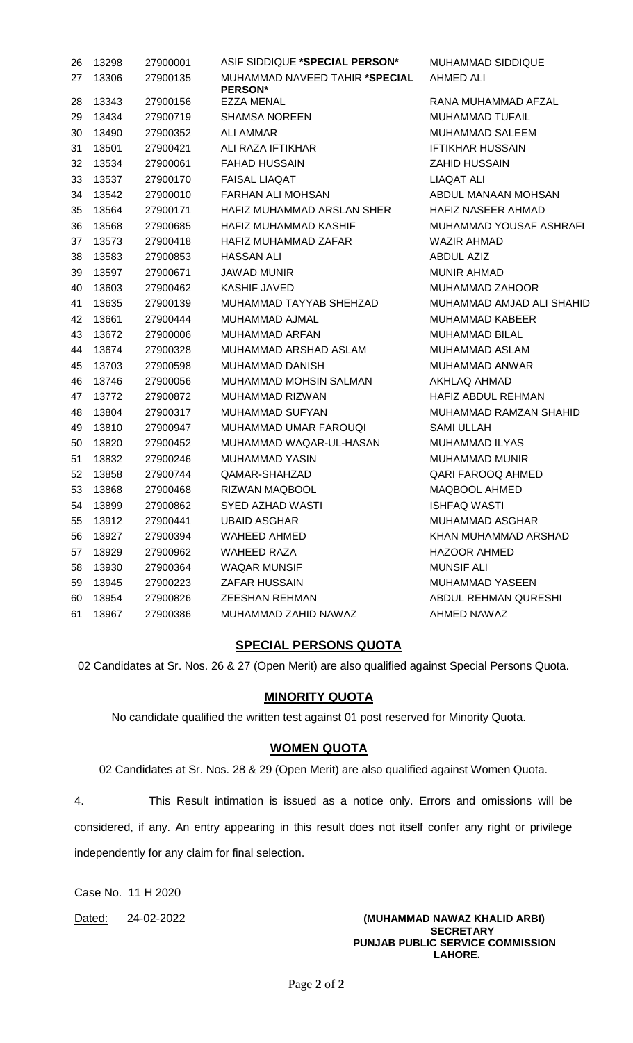| | | | | |
|---|---|---|---|---|
| 26 | 13298 | 27900001 | ASIF SIDDIQUE **\*SPECIAL PERSON\*** | MUHAMMAD SIDDIQUE |
| 27 | 13306 | 27900135 | MUHAMMAD NAVEED TAHIR **\*SPECIAL PERSON\*** | AHMED ALI |
| 28 | 13343 | 27900156 | EZZA MENAL | RANA MUHAMMAD AFZAL |
| 29 | 13434 | 27900719 | SHAMSA NOREEN | MUHAMMAD TUFAIL |
| 30 | 13490 | 27900352 | ALI AMMAR | MUHAMMAD SALEEM |
| 31 | 13501 | 27900421 | ALI RAZA IFTIKHAR | IFTIKHAR HUSSAIN |
| 32 | 13534 | 27900061 | FAHAD HUSSAIN | ZAHID HUSSAIN |
| 33 | 13537 | 27900170 | FAISAL LIAQAT | LIAQAT ALI |
| 34 | 13542 | 27900010 | FARHAN ALI MOHSAN | ABDUL MANAAN MOHSAN |
| 35 | 13564 | 27900171 | HAFIZ MUHAMMAD ARSLAN SHER | HAFIZ NASEER AHMAD |
| 36 | 13568 | 27900685 | HAFIZ MUHAMMAD KASHIF | MUHAMMAD YOUSAF ASHRAFI |
| 37 | 13573 | 27900418 | HAFIZ MUHAMMAD ZAFAR | WAZIR AHMAD |
| 38 | 13583 | 27900853 | HASSAN ALI | ABDUL AZIZ |
| 39 | 13597 | 27900671 | JAWAD MUNIR | MUNIR AHMAD |
| 40 | 13603 | 27900462 | KASHIF JAVED | MUHAMMAD ZAHOOR |
| 41 | 13635 | 27900139 | MUHAMMAD TAYYAB SHEHZAD | MUHAMMAD AMJAD ALI SHAHID |
| 42 | 13661 | 27900444 | MUHAMMAD AJMAL | MUHAMMAD KABEER |
| 43 | 13672 | 27900006 | MUHAMMAD ARFAN | MUHAMMAD BILAL |
| 44 | 13674 | 27900328 | MUHAMMAD ARSHAD ASLAM | MUHAMMAD ASLAM |
| 45 | 13703 | 27900598 | MUHAMMAD DANISH | MUHAMMAD ANWAR |
| 46 | 13746 | 27900056 | MUHAMMAD MOHSIN SALMAN | AKHLAQ AHMAD |
| 47 | 13772 | 27900872 | MUHAMMAD RIZWAN | HAFIZ ABDUL REHMAN |
| 48 | 13804 | 27900317 | MUHAMMAD SUFYAN | MUHAMMAD RAMZAN SHAHID |
| 49 | 13810 | 27900947 | MUHAMMAD UMAR FAROUQI | SAMI ULLAH |
| 50 | 13820 | 27900452 | MUHAMMAD WAQAR-UL-HASAN | MUHAMMAD ILYAS |
| 51 | 13832 | 27900246 | MUHAMMAD YASIN | MUHAMMAD MUNIR |
| 52 | 13858 | 27900744 | QAMAR-SHAHZAD | QARI FAROOQ AHMED |
| 53 | 13868 | 27900468 | RIZWAN MAQBOOL | MAQBOOL AHMED |
| 54 | 13899 | 27900862 | SYED AZHAD WASTI | ISHFAQ WASTI |
| 55 | 13912 | 27900441 | UBAID ASGHAR | MUHAMMAD ASGHAR |
| 56 | 13927 | 27900394 | WAHEED AHMED | KHAN MUHAMMAD ARSHAD |
| 57 | 13929 | 27900962 | WAHEED RAZA | HAZOOR AHMED |
| 58 | 13930 | 27900364 | WAQAR MUNSIF | MUNSIF ALI |
| 59 | 13945 | 27900223 | ZAFAR HUSSAIN | MUHAMMAD YASEEN |
| 60 | 13954 | 27900826 | ZEESHAN REHMAN | ABDUL REHMAN QURESHI |
| 61 | 13967 | 27900386 | MUHAMMAD ZAHID NAWAZ | AHMED NAWAZ |

## SPECIAL PERSONS QUOTA

02 Candidates at Sr. Nos. 26 & 27 (Open Merit) are also qualified against Special Persons Quota.

## MINORITY QUOTA

No candidate qualified the written test against 01 post reserved for Minority Quota.

## WOMEN QUOTA

02 Candidates at Sr. Nos. 28 & 29 (Open Merit) are also qualified against Women Quota.

4. This Result intimation is issued as a notice only. Errors and omissions will be considered, if any. An entry appearing in this result does not itself confer any right or privilege independently for any claim for final selection.

Case No. 11 H 2020

Dated: 24-02-2022

**(MUHAMMAD NAWAZ KHALID ARBI)**
**SECRETARY**
**PUNJAB PUBLIC SERVICE COMMISSION**
**LAHORE.**